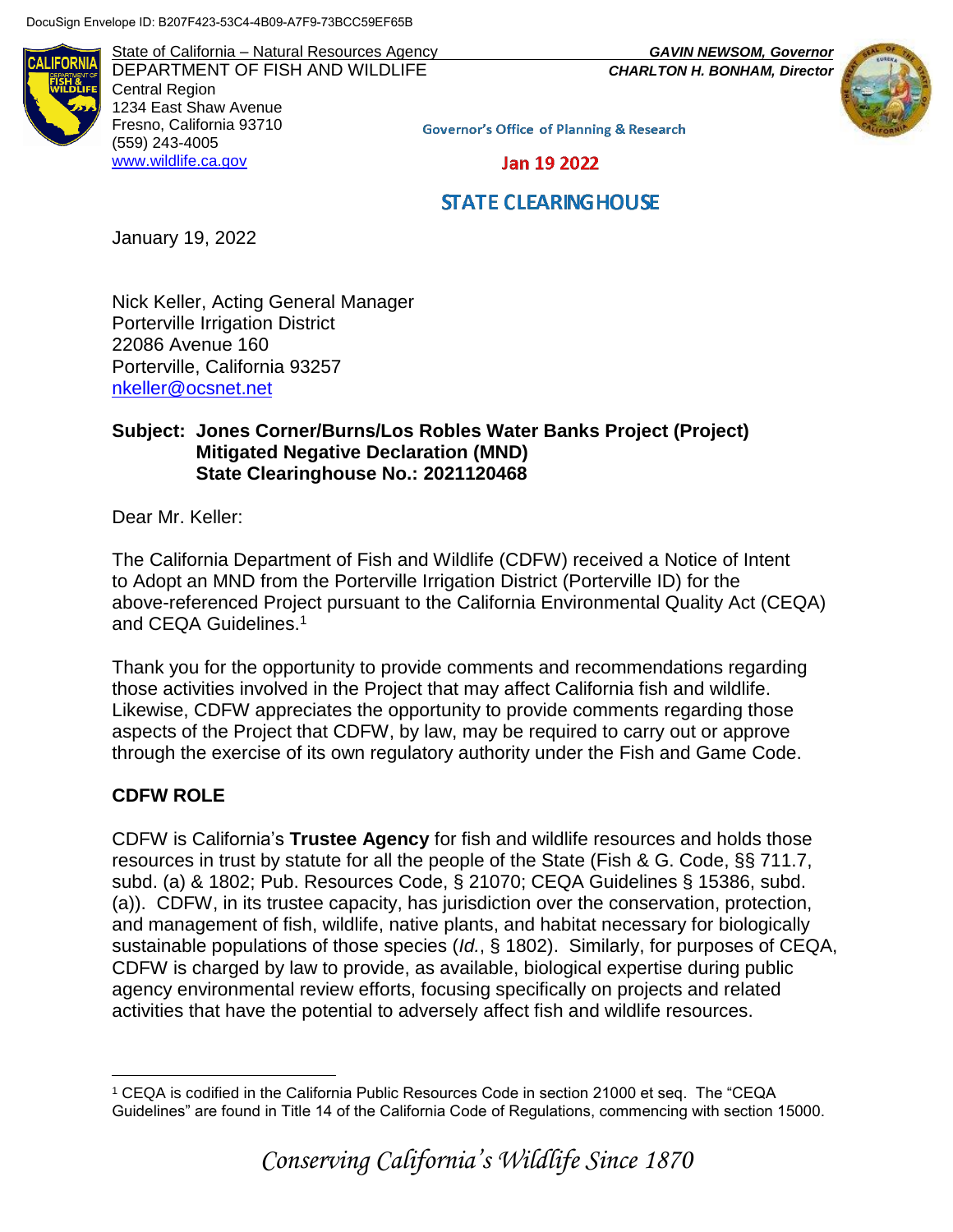DocuSign Envelope ID: B207F423-53C4-4B09-A7F9-73BCC59EF65B

State of California – Natural Resources Agency
DEPARTMENT OF FISH AND WILDLIFE
Central Region
1234 East Shaw Avenue
Fresno, California 93710
(559) 243-4005
www.wildlife.ca.gov

***GAVIN NEWSOM, Governor***
***CHARLTON H. BONHAM, Director***

Governor's Office of Planning & Research

Jan 19 2022

STATE CLEARINGHOUSE

January 19, 2022

Nick Keller, Acting General Manager
Porterville Irrigation District
22086 Avenue 160
Porterville, California 93257
nkeller@ocsnet.net

**Subject: Jones Corner/Burns/Los Robles Water Banks Project (Project) Mitigated Negative Declaration (MND) State Clearinghouse No.: 2021120468**

Dear Mr. Keller:

The California Department of Fish and Wildlife (CDFW) received a Notice of Intent to Adopt an MND from the Porterville Irrigation District (Porterville ID) for the above-referenced Project pursuant to the California Environmental Quality Act (CEQA) and CEQA Guidelines.[1]

Thank you for the opportunity to provide comments and recommendations regarding those activities involved in the Project that may affect California fish and wildlife. Likewise, CDFW appreciates the opportunity to provide comments regarding those aspects of the Project that CDFW, by law, may be required to carry out or approve through the exercise of its own regulatory authority under the Fish and Game Code.

## CDFW ROLE

CDFW is California's **Trustee Agency** for fish and wildlife resources and holds those resources in trust by statute for all the people of the State (Fish & G. Code, §§ 711.7, subd. (a) & 1802; Pub. Resources Code, § 21070; CEQA Guidelines § 15386, subd. (a)). CDFW, in its trustee capacity, has jurisdiction over the conservation, protection, and management of fish, wildlife, native plants, and habitat necessary for biologically sustainable populations of those species (*Id.*, § 1802). Similarly, for purposes of CEQA, CDFW is charged by law to provide, as available, biological expertise during public agency environmental review efforts, focusing specifically on projects and related activities that have the potential to adversely affect fish and wildlife resources.

[1] CEQA is codified in the California Public Resources Code in section 21000 et seq. The "CEQA Guidelines" are found in Title 14 of the California Code of Regulations, commencing with section 15000.

*Conserving California's Wildlife Since 1870*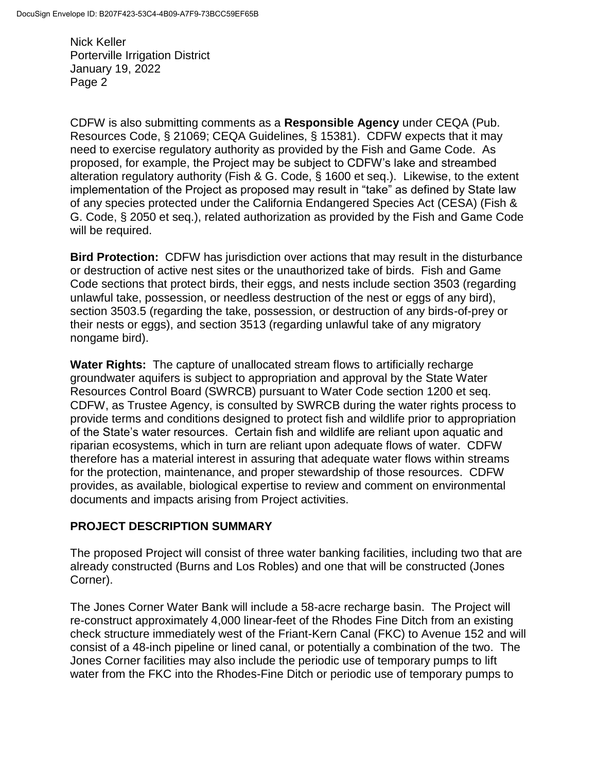CDFW is also submitting comments as a **Responsible Agency** under CEQA (Pub. Resources Code, § 21069; CEQA Guidelines, § 15381). CDFW expects that it may need to exercise regulatory authority as provided by the Fish and Game Code. As proposed, for example, the Project may be subject to CDFW's lake and streambed alteration regulatory authority (Fish & G. Code, § 1600 et seq.). Likewise, to the extent implementation of the Project as proposed may result in "take" as defined by State law of any species protected under the California Endangered Species Act (CESA) (Fish & G. Code, § 2050 et seq.), related authorization as provided by the Fish and Game Code will be required.

**Bird Protection:** CDFW has jurisdiction over actions that may result in the disturbance or destruction of active nest sites or the unauthorized take of birds. Fish and Game Code sections that protect birds, their eggs, and nests include section 3503 (regarding unlawful take, possession, or needless destruction of the nest or eggs of any bird), section 3503.5 (regarding the take, possession, or destruction of any birds-of-prey or their nests or eggs), and section 3513 (regarding unlawful take of any migratory nongame bird).

**Water Rights:** The capture of unallocated stream flows to artificially recharge groundwater aquifers is subject to appropriation and approval by the State Water Resources Control Board (SWRCB) pursuant to Water Code section 1200 et seq. CDFW, as Trustee Agency, is consulted by SWRCB during the water rights process to provide terms and conditions designed to protect fish and wildlife prior to appropriation of the State's water resources. Certain fish and wildlife are reliant upon aquatic and riparian ecosystems, which in turn are reliant upon adequate flows of water. CDFW therefore has a material interest in assuring that adequate water flows within streams for the protection, maintenance, and proper stewardship of those resources. CDFW provides, as available, biological expertise to review and comment on environmental documents and impacts arising from Project activities.

## PROJECT DESCRIPTION SUMMARY

The proposed Project will consist of three water banking facilities, including two that are already constructed (Burns and Los Robles) and one that will be constructed (Jones Corner).

The Jones Corner Water Bank will include a 58-acre recharge basin. The Project will re-construct approximately 4,000 linear-feet of the Rhodes Fine Ditch from an existing check structure immediately west of the Friant-Kern Canal (FKC) to Avenue 152 and will consist of a 48-inch pipeline or lined canal, or potentially a combination of the two. The Jones Corner facilities may also include the periodic use of temporary pumps to lift water from the FKC into the Rhodes-Fine Ditch or periodic use of temporary pumps to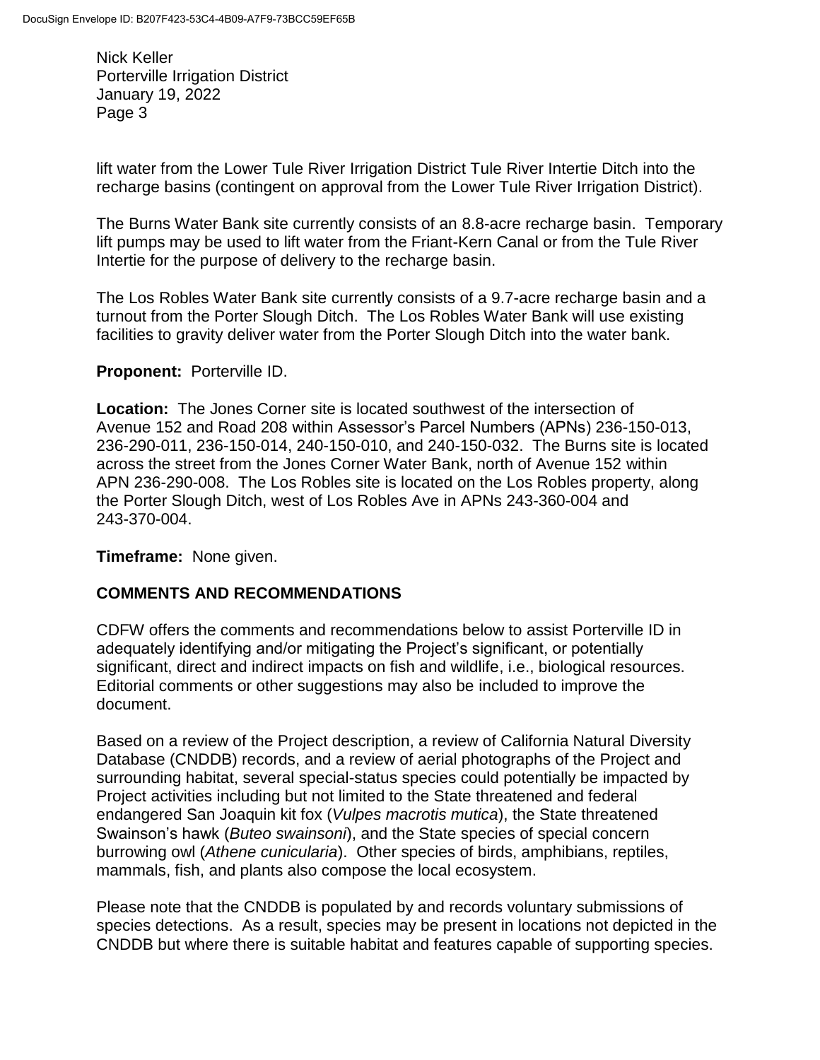lift water from the Lower Tule River Irrigation District Tule River Intertie Ditch into the recharge basins (contingent on approval from the Lower Tule River Irrigation District).

The Burns Water Bank site currently consists of an 8.8-acre recharge basin. Temporary lift pumps may be used to lift water from the Friant-Kern Canal or from the Tule River Intertie for the purpose of delivery to the recharge basin.

The Los Robles Water Bank site currently consists of a 9.7-acre recharge basin and a turnout from the Porter Slough Ditch. The Los Robles Water Bank will use existing facilities to gravity deliver water from the Porter Slough Ditch into the water bank.

**Proponent:** Porterville ID.

**Location:** The Jones Corner site is located southwest of the intersection of Avenue 152 and Road 208 within Assessor's Parcel Numbers (APNs) 236-150-013, 236-290-011, 236-150-014, 240-150-010, and 240-150-032. The Burns site is located across the street from the Jones Corner Water Bank, north of Avenue 152 within APN 236-290-008. The Los Robles site is located on the Los Robles property, along the Porter Slough Ditch, west of Los Robles Ave in APNs 243-360-004 and 243-370-004.

**Timeframe:** None given.

## COMMENTS AND RECOMMENDATIONS

CDFW offers the comments and recommendations below to assist Porterville ID in adequately identifying and/or mitigating the Project's significant, or potentially significant, direct and indirect impacts on fish and wildlife, i.e., biological resources. Editorial comments or other suggestions may also be included to improve the document.

Based on a review of the Project description, a review of California Natural Diversity Database (CNDDB) records, and a review of aerial photographs of the Project and surrounding habitat, several special-status species could potentially be impacted by Project activities including but not limited to the State threatened and federal endangered San Joaquin kit fox (*Vulpes macrotis mutica*), the State threatened Swainson's hawk (*Buteo swainsoni*), and the State species of special concern burrowing owl (*Athene cunicularia*). Other species of birds, amphibians, reptiles, mammals, fish, and plants also compose the local ecosystem.

Please note that the CNDDB is populated by and records voluntary submissions of species detections. As a result, species may be present in locations not depicted in the CNDDB but where there is suitable habitat and features capable of supporting species.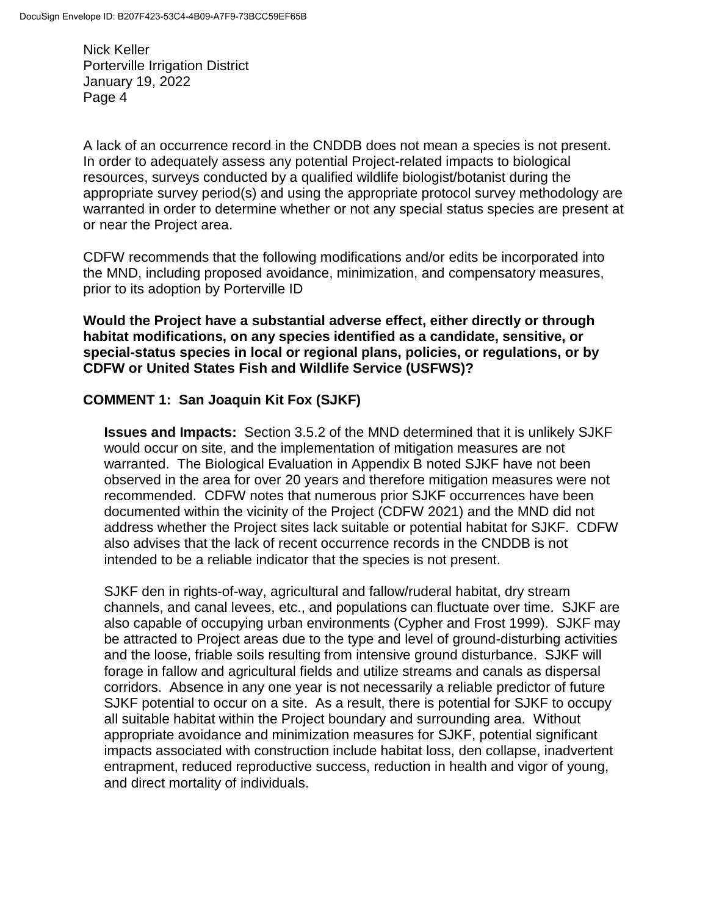A lack of an occurrence record in the CNDDB does not mean a species is not present. In order to adequately assess any potential Project-related impacts to biological resources, surveys conducted by a qualified wildlife biologist/botanist during the appropriate survey period(s) and using the appropriate protocol survey methodology are warranted in order to determine whether or not any special status species are present at or near the Project area.

CDFW recommends that the following modifications and/or edits be incorporated into the MND, including proposed avoidance, minimization, and compensatory measures, prior to its adoption by Porterville ID

**Would the Project have a substantial adverse effect, either directly or through habitat modifications, on any species identified as a candidate, sensitive, or special-status species in local or regional plans, policies, or regulations, or by CDFW or United States Fish and Wildlife Service (USFWS)?**

**COMMENT 1: San Joaquin Kit Fox (SJKF)**

**Issues and Impacts:** Section 3.5.2 of the MND determined that it is unlikely SJKF would occur on site, and the implementation of mitigation measures are not warranted. The Biological Evaluation in Appendix B noted SJKF have not been observed in the area for over 20 years and therefore mitigation measures were not recommended. CDFW notes that numerous prior SJKF occurrences have been documented within the vicinity of the Project (CDFW 2021) and the MND did not address whether the Project sites lack suitable or potential habitat for SJKF. CDFW also advises that the lack of recent occurrence records in the CNDDB is not intended to be a reliable indicator that the species is not present.

SJKF den in rights-of-way, agricultural and fallow/ruderal habitat, dry stream channels, and canal levees, etc., and populations can fluctuate over time. SJKF are also capable of occupying urban environments (Cypher and Frost 1999). SJKF may be attracted to Project areas due to the type and level of ground-disturbing activities and the loose, friable soils resulting from intensive ground disturbance. SJKF will forage in fallow and agricultural fields and utilize streams and canals as dispersal corridors. Absence in any one year is not necessarily a reliable predictor of future SJKF potential to occur on a site. As a result, there is potential for SJKF to occupy all suitable habitat within the Project boundary and surrounding area. Without appropriate avoidance and minimization measures for SJKF, potential significant impacts associated with construction include habitat loss, den collapse, inadvertent entrapment, reduced reproductive success, reduction in health and vigor of young, and direct mortality of individuals.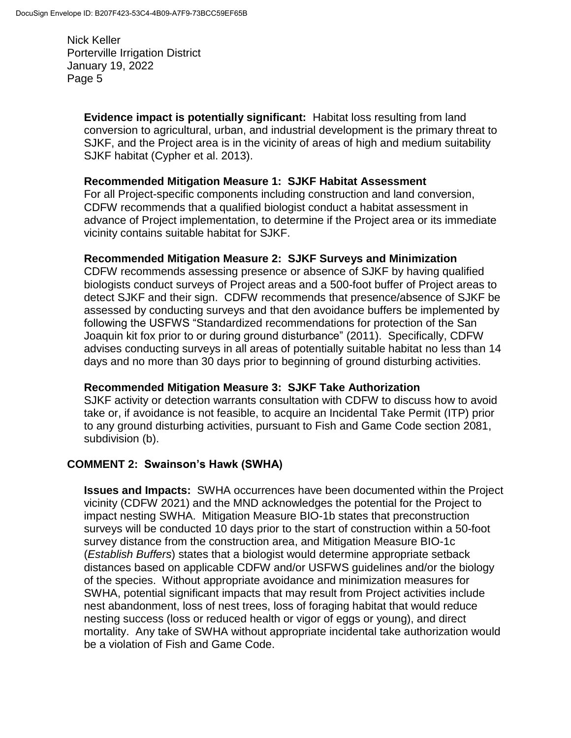**Evidence impact is potentially significant:** Habitat loss resulting from land conversion to agricultural, urban, and industrial development is the primary threat to SJKF, and the Project area is in the vicinity of areas of high and medium suitability SJKF habitat (Cypher et al. 2013).

**Recommended Mitigation Measure 1: SJKF Habitat Assessment**
For all Project-specific components including construction and land conversion, CDFW recommends that a qualified biologist conduct a habitat assessment in advance of Project implementation, to determine if the Project area or its immediate vicinity contains suitable habitat for SJKF.

**Recommended Mitigation Measure 2: SJKF Surveys and Minimization**
CDFW recommends assessing presence or absence of SJKF by having qualified biologists conduct surveys of Project areas and a 500-foot buffer of Project areas to detect SJKF and their sign. CDFW recommends that presence/absence of SJKF be assessed by conducting surveys and that den avoidance buffers be implemented by following the USFWS "Standardized recommendations for protection of the San Joaquin kit fox prior to or during ground disturbance" (2011). Specifically, CDFW advises conducting surveys in all areas of potentially suitable habitat no less than 14 days and no more than 30 days prior to beginning of ground disturbing activities.

**Recommended Mitigation Measure 3: SJKF Take Authorization**
SJKF activity or detection warrants consultation with CDFW to discuss how to avoid take or, if avoidance is not feasible, to acquire an Incidental Take Permit (ITP) prior to any ground disturbing activities, pursuant to Fish and Game Code section 2081, subdivision (b).

## COMMENT 2: Swainson's Hawk (SWHA)

**Issues and Impacts:** SWHA occurrences have been documented within the Project vicinity (CDFW 2021) and the MND acknowledges the potential for the Project to impact nesting SWHA. Mitigation Measure BIO-1b states that preconstruction surveys will be conducted 10 days prior to the start of construction within a 50-foot survey distance from the construction area, and Mitigation Measure BIO-1c (*Establish Buffers*) states that a biologist would determine appropriate setback distances based on applicable CDFW and/or USFWS guidelines and/or the biology of the species. Without appropriate avoidance and minimization measures for SWHA, potential significant impacts that may result from Project activities include nest abandonment, loss of nest trees, loss of foraging habitat that would reduce nesting success (loss or reduced health or vigor of eggs or young), and direct mortality. Any take of SWHA without appropriate incidental take authorization would be a violation of Fish and Game Code.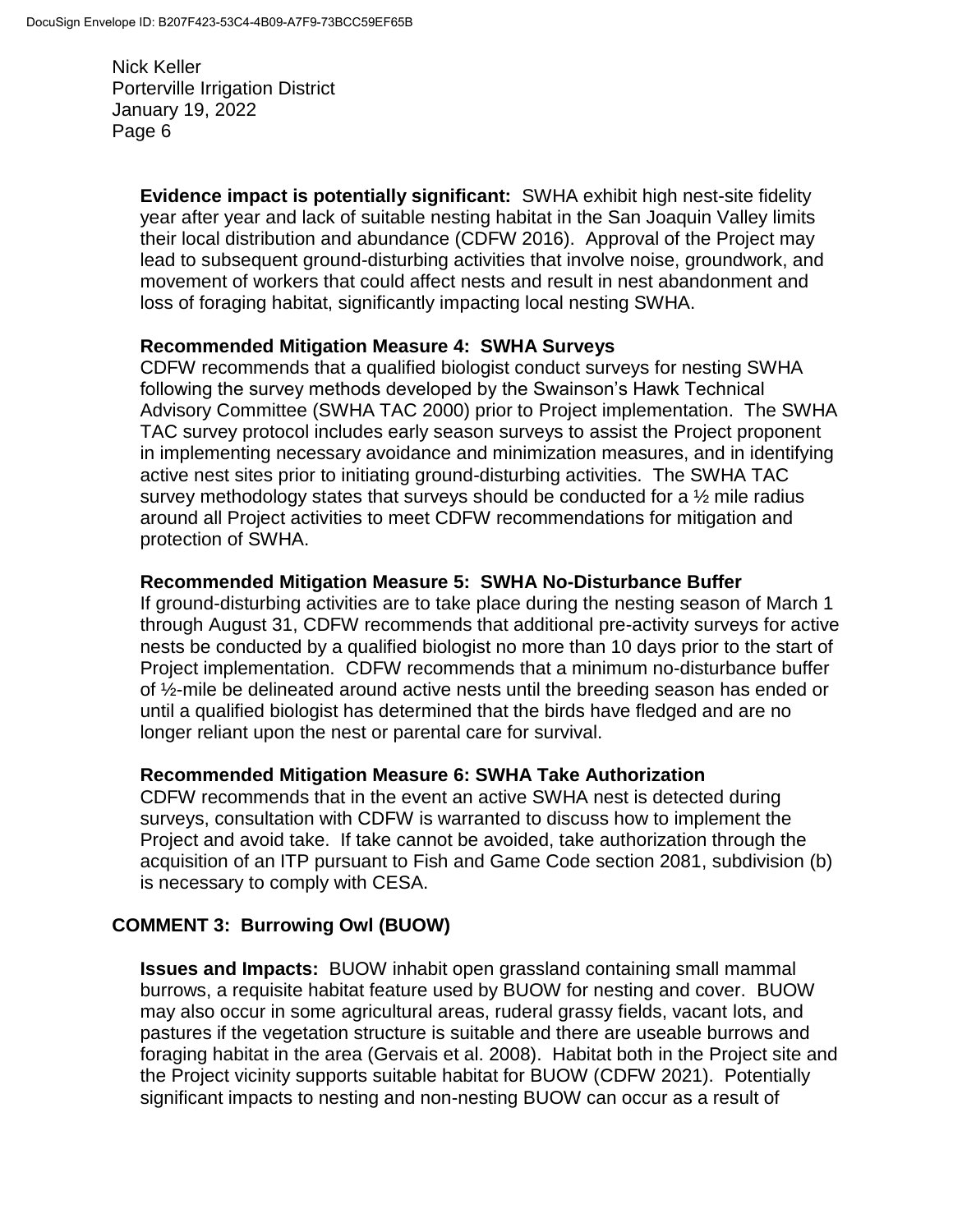**Evidence impact is potentially significant:** SWHA exhibit high nest-site fidelity year after year and lack of suitable nesting habitat in the San Joaquin Valley limits their local distribution and abundance (CDFW 2016). Approval of the Project may lead to subsequent ground-disturbing activities that involve noise, groundwork, and movement of workers that could affect nests and result in nest abandonment and loss of foraging habitat, significantly impacting local nesting SWHA.

**Recommended Mitigation Measure 4: SWHA Surveys**

CDFW recommends that a qualified biologist conduct surveys for nesting SWHA following the survey methods developed by the Swainson's Hawk Technical Advisory Committee (SWHA TAC 2000) prior to Project implementation. The SWHA TAC survey protocol includes early season surveys to assist the Project proponent in implementing necessary avoidance and minimization measures, and in identifying active nest sites prior to initiating ground-disturbing activities. The SWHA TAC survey methodology states that surveys should be conducted for a ½ mile radius around all Project activities to meet CDFW recommendations for mitigation and protection of SWHA.

**Recommended Mitigation Measure 5: SWHA No-Disturbance Buffer**

If ground-disturbing activities are to take place during the nesting season of March 1 through August 31, CDFW recommends that additional pre-activity surveys for active nests be conducted by a qualified biologist no more than 10 days prior to the start of Project implementation. CDFW recommends that a minimum no-disturbance buffer of ½-mile be delineated around active nests until the breeding season has ended or until a qualified biologist has determined that the birds have fledged and are no longer reliant upon the nest or parental care for survival.

**Recommended Mitigation Measure 6: SWHA Take Authorization**

CDFW recommends that in the event an active SWHA nest is detected during surveys, consultation with CDFW is warranted to discuss how to implement the Project and avoid take. If take cannot be avoided, take authorization through the acquisition of an ITP pursuant to Fish and Game Code section 2081, subdivision (b) is necessary to comply with CESA.

**COMMENT 3: Burrowing Owl (BUOW)**

**Issues and Impacts:** BUOW inhabit open grassland containing small mammal burrows, a requisite habitat feature used by BUOW for nesting and cover. BUOW may also occur in some agricultural areas, ruderal grassy fields, vacant lots, and pastures if the vegetation structure is suitable and there are useable burrows and foraging habitat in the area (Gervais et al. 2008). Habitat both in the Project site and the Project vicinity supports suitable habitat for BUOW (CDFW 2021). Potentially significant impacts to nesting and non-nesting BUOW can occur as a result of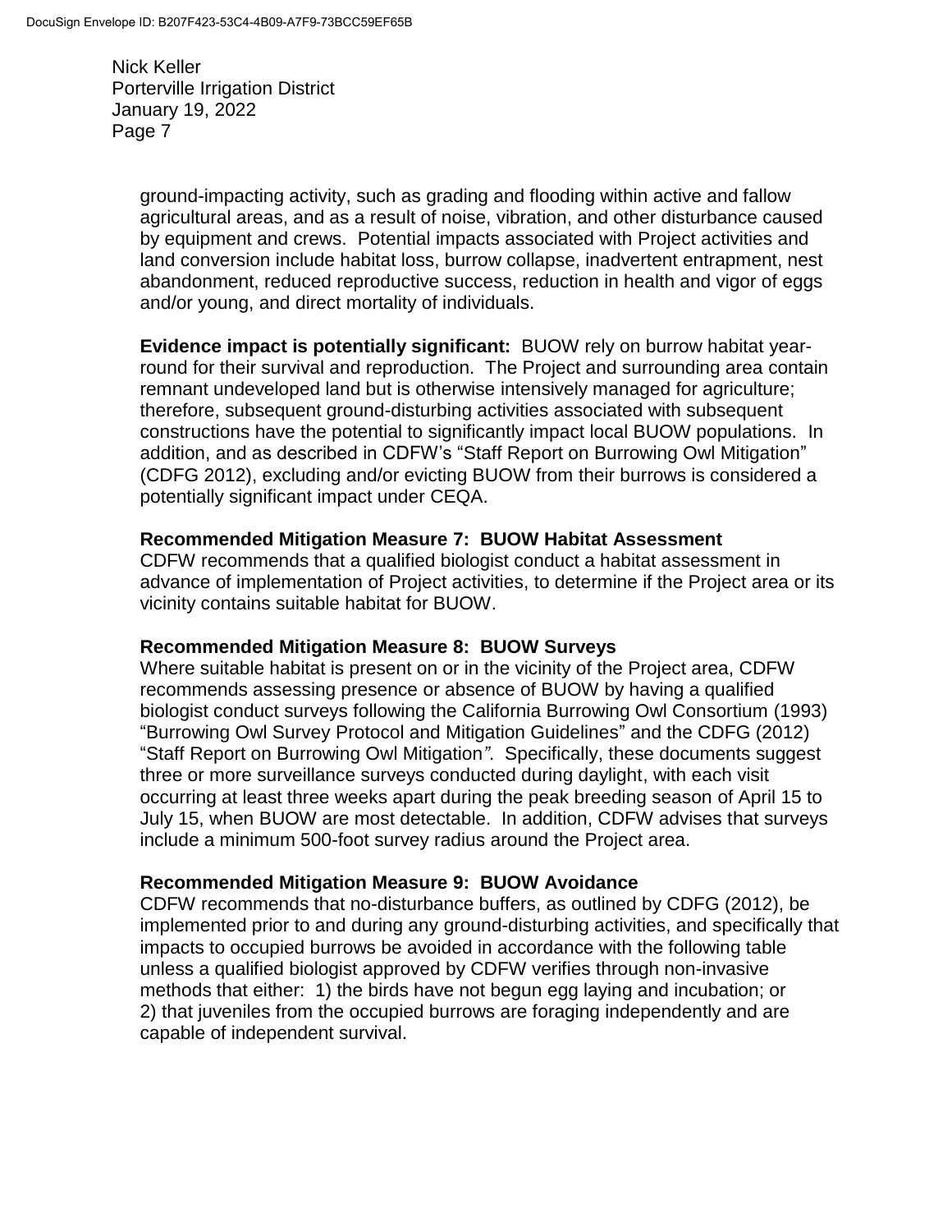ground-impacting activity, such as grading and flooding within active and fallow agricultural areas, and as a result of noise, vibration, and other disturbance caused by equipment and crews. Potential impacts associated with Project activities and land conversion include habitat loss, burrow collapse, inadvertent entrapment, nest abandonment, reduced reproductive success, reduction in health and vigor of eggs and/or young, and direct mortality of individuals.

**Evidence impact is potentially significant:** BUOW rely on burrow habitat year-round for their survival and reproduction. The Project and surrounding area contain remnant undeveloped land but is otherwise intensively managed for agriculture; therefore, subsequent ground-disturbing activities associated with subsequent constructions have the potential to significantly impact local BUOW populations. In addition, and as described in CDFW's "Staff Report on Burrowing Owl Mitigation" (CDFG 2012), excluding and/or evicting BUOW from their burrows is considered a potentially significant impact under CEQA.

**Recommended Mitigation Measure 7: BUOW Habitat Assessment**

CDFW recommends that a qualified biologist conduct a habitat assessment in advance of implementation of Project activities, to determine if the Project area or its vicinity contains suitable habitat for BUOW.

**Recommended Mitigation Measure 8: BUOW Surveys**

Where suitable habitat is present on or in the vicinity of the Project area, CDFW recommends assessing presence or absence of BUOW by having a qualified biologist conduct surveys following the California Burrowing Owl Consortium (1993) "Burrowing Owl Survey Protocol and Mitigation Guidelines" and the CDFG (2012) "Staff Report on Burrowing Owl Mitigation*"*. Specifically, these documents suggest three or more surveillance surveys conducted during daylight, with each visit occurring at least three weeks apart during the peak breeding season of April 15 to July 15, when BUOW are most detectable. In addition, CDFW advises that surveys include a minimum 500-foot survey radius around the Project area.

**Recommended Mitigation Measure 9: BUOW Avoidance**

CDFW recommends that no-disturbance buffers, as outlined by CDFG (2012), be implemented prior to and during any ground-disturbing activities, and specifically that impacts to occupied burrows be avoided in accordance with the following table unless a qualified biologist approved by CDFW verifies through non-invasive methods that either: 1) the birds have not begun egg laying and incubation; or 2) that juveniles from the occupied burrows are foraging independently and are capable of independent survival.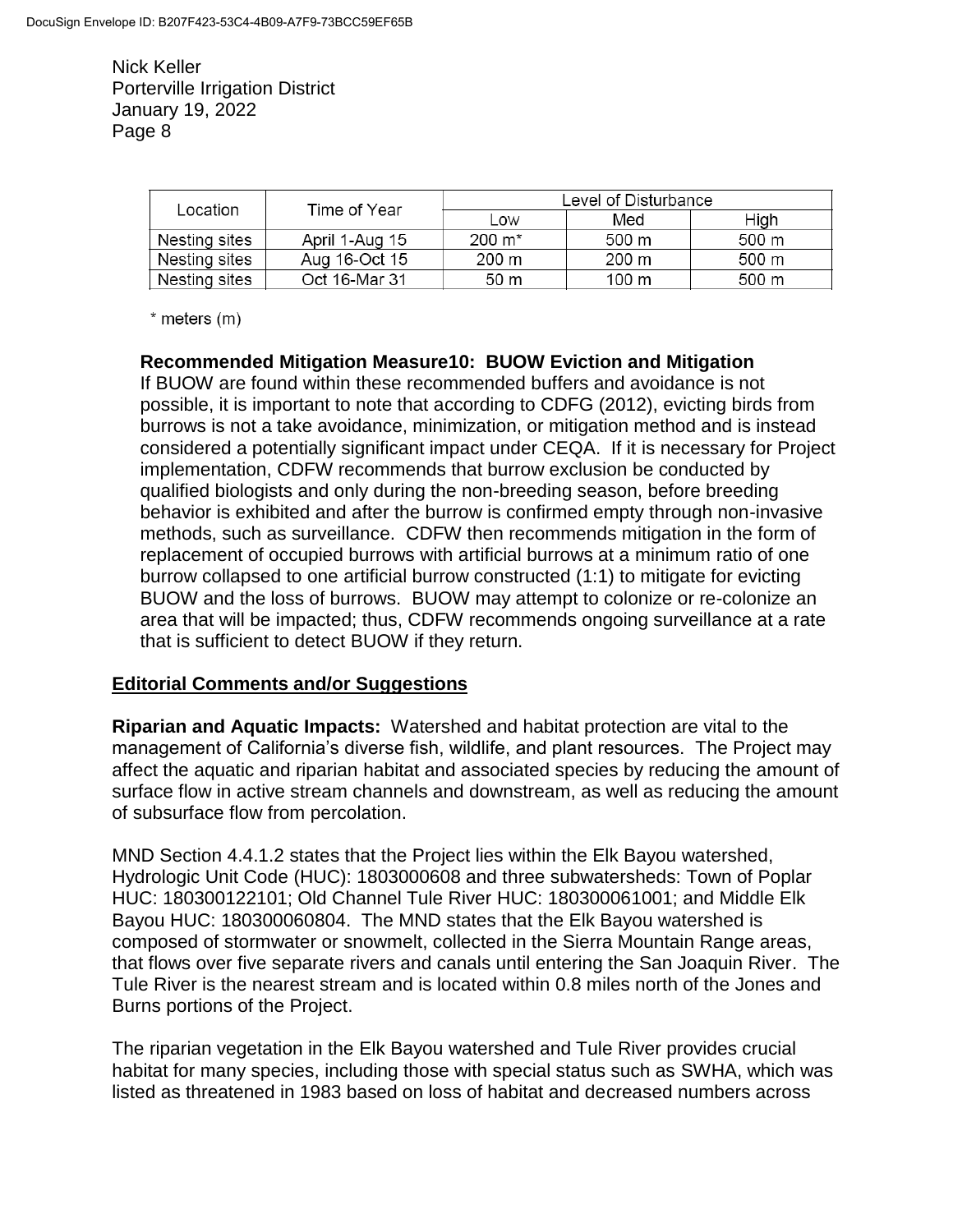| Location | Time of Year | Level of Disturbance | | |
|---|---|---|---|---|
| | | Low | Med | High |
| Nesting sites | April 1-Aug 15 | 200 m* | 500 m | 500 m |
| Nesting sites | Aug 16-Oct 15 | 200 m | 200 m | 500 m |
| Nesting sites | Oct 16-Mar 31 | 50 m | 100 m | 500 m |

\* meters (m)

**Recommended Mitigation Measure10: BUOW Eviction and Mitigation**
If BUOW are found within these recommended buffers and avoidance is not possible, it is important to note that according to CDFG (2012), evicting birds from burrows is not a take avoidance, minimization, or mitigation method and is instead considered a potentially significant impact under CEQA. If it is necessary for Project implementation, CDFW recommends that burrow exclusion be conducted by qualified biologists and only during the non-breeding season, before breeding behavior is exhibited and after the burrow is confirmed empty through non-invasive methods, such as surveillance. CDFW then recommends mitigation in the form of replacement of occupied burrows with artificial burrows at a minimum ratio of one burrow collapsed to one artificial burrow constructed (1:1) to mitigate for evicting BUOW and the loss of burrows. BUOW may attempt to colonize or re-colonize an area that will be impacted; thus, CDFW recommends ongoing surveillance at a rate that is sufficient to detect BUOW if they return.

## Editorial Comments and/or Suggestions

**Riparian and Aquatic Impacts:** Watershed and habitat protection are vital to the management of California's diverse fish, wildlife, and plant resources. The Project may affect the aquatic and riparian habitat and associated species by reducing the amount of surface flow in active stream channels and downstream, as well as reducing the amount of subsurface flow from percolation.

MND Section 4.4.1.2 states that the Project lies within the Elk Bayou watershed, Hydrologic Unit Code (HUC): 1803000608 and three subwatersheds: Town of Poplar HUC: 180300122101; Old Channel Tule River HUC: 180300061001; and Middle Elk Bayou HUC: 180300060804. The MND states that the Elk Bayou watershed is composed of stormwater or snowmelt, collected in the Sierra Mountain Range areas, that flows over five separate rivers and canals until entering the San Joaquin River. The Tule River is the nearest stream and is located within 0.8 miles north of the Jones and Burns portions of the Project.

The riparian vegetation in the Elk Bayou watershed and Tule River provides crucial habitat for many species, including those with special status such as SWHA, which was listed as threatened in 1983 based on loss of habitat and decreased numbers across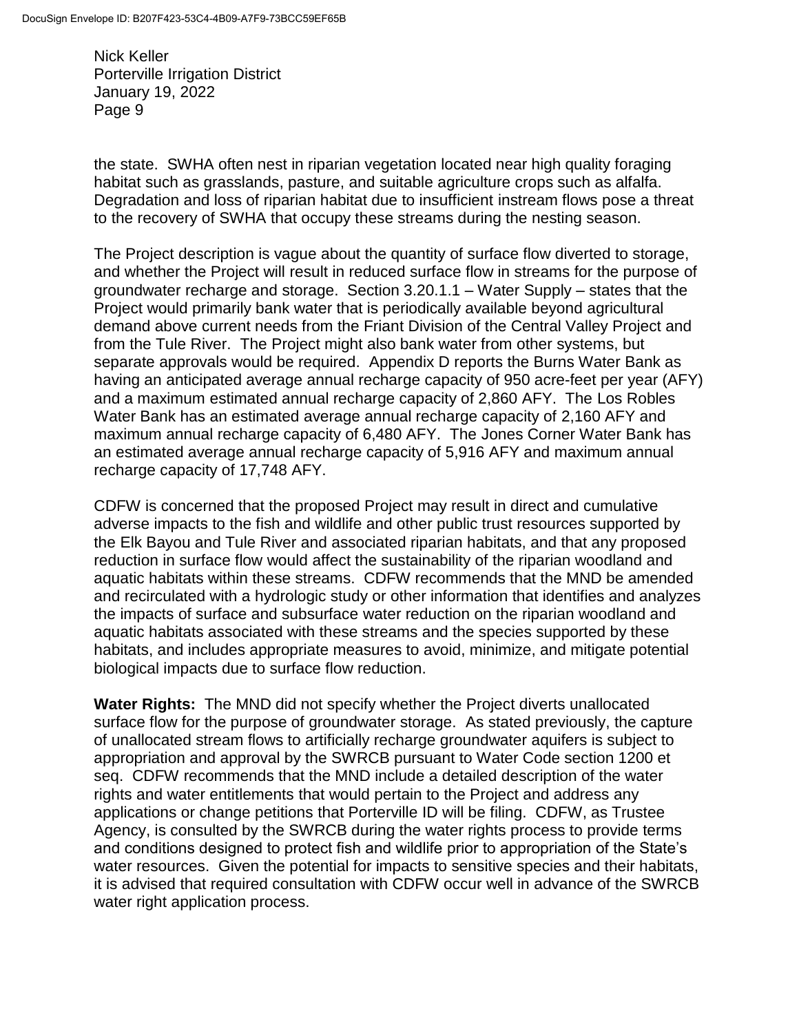the state. SWHA often nest in riparian vegetation located near high quality foraging habitat such as grasslands, pasture, and suitable agriculture crops such as alfalfa. Degradation and loss of riparian habitat due to insufficient instream flows pose a threat to the recovery of SWHA that occupy these streams during the nesting season.

The Project description is vague about the quantity of surface flow diverted to storage, and whether the Project will result in reduced surface flow in streams for the purpose of groundwater recharge and storage. Section 3.20.1.1 – Water Supply – states that the Project would primarily bank water that is periodically available beyond agricultural demand above current needs from the Friant Division of the Central Valley Project and from the Tule River. The Project might also bank water from other systems, but separate approvals would be required. Appendix D reports the Burns Water Bank as having an anticipated average annual recharge capacity of 950 acre-feet per year (AFY) and a maximum estimated annual recharge capacity of 2,860 AFY. The Los Robles Water Bank has an estimated average annual recharge capacity of 2,160 AFY and maximum annual recharge capacity of 6,480 AFY. The Jones Corner Water Bank has an estimated average annual recharge capacity of 5,916 AFY and maximum annual recharge capacity of 17,748 AFY.

CDFW is concerned that the proposed Project may result in direct and cumulative adverse impacts to the fish and wildlife and other public trust resources supported by the Elk Bayou and Tule River and associated riparian habitats, and that any proposed reduction in surface flow would affect the sustainability of the riparian woodland and aquatic habitats within these streams. CDFW recommends that the MND be amended and recirculated with a hydrologic study or other information that identifies and analyzes the impacts of surface and subsurface water reduction on the riparian woodland and aquatic habitats associated with these streams and the species supported by these habitats, and includes appropriate measures to avoid, minimize, and mitigate potential biological impacts due to surface flow reduction.

**Water Rights:** The MND did not specify whether the Project diverts unallocated surface flow for the purpose of groundwater storage. As stated previously, the capture of unallocated stream flows to artificially recharge groundwater aquifers is subject to appropriation and approval by the SWRCB pursuant to Water Code section 1200 et seq. CDFW recommends that the MND include a detailed description of the water rights and water entitlements that would pertain to the Project and address any applications or change petitions that Porterville ID will be filing. CDFW, as Trustee Agency, is consulted by the SWRCB during the water rights process to provide terms and conditions designed to protect fish and wildlife prior to appropriation of the State's water resources. Given the potential for impacts to sensitive species and their habitats, it is advised that required consultation with CDFW occur well in advance of the SWRCB water right application process.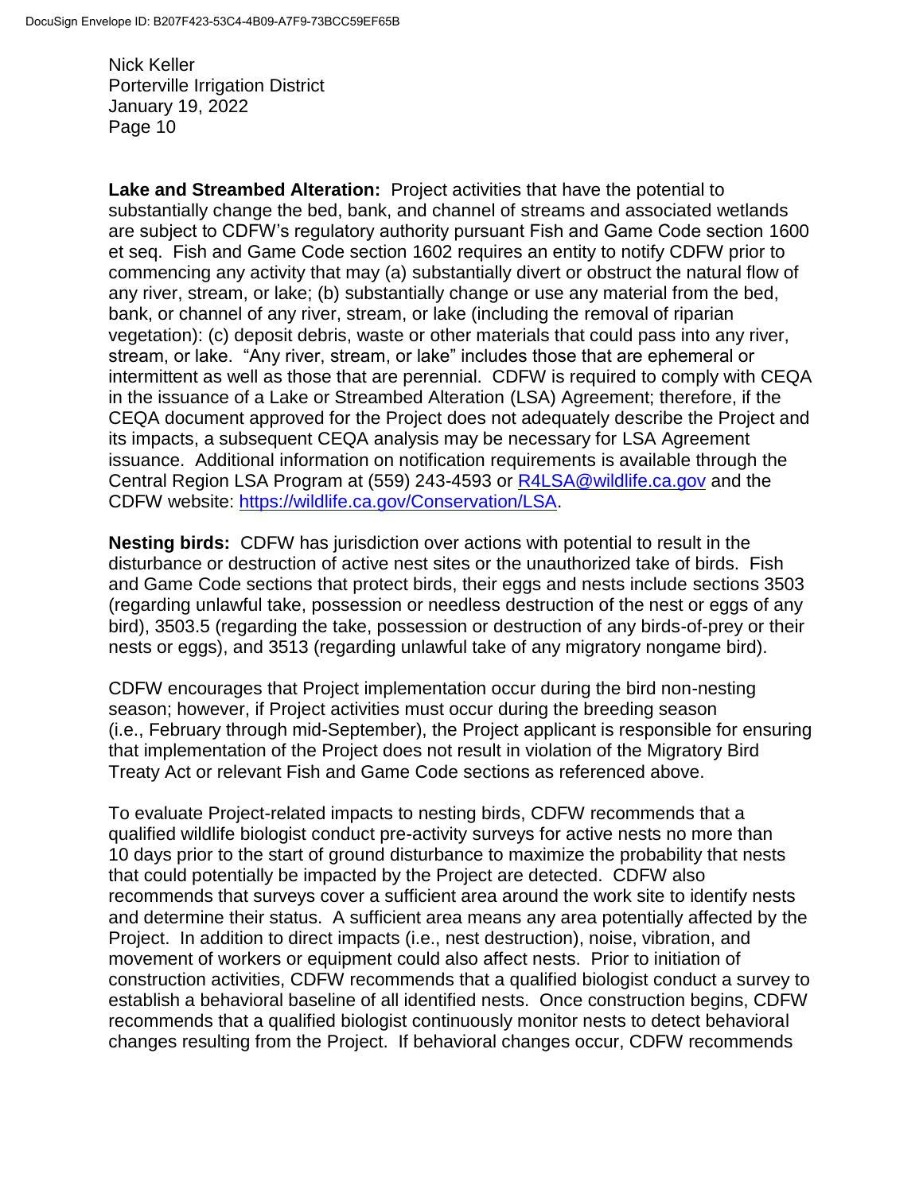**Lake and Streambed Alteration:** Project activities that have the potential to substantially change the bed, bank, and channel of streams and associated wetlands are subject to CDFW's regulatory authority pursuant Fish and Game Code section 1600 et seq. Fish and Game Code section 1602 requires an entity to notify CDFW prior to commencing any activity that may (a) substantially divert or obstruct the natural flow of any river, stream, or lake; (b) substantially change or use any material from the bed, bank, or channel of any river, stream, or lake (including the removal of riparian vegetation): (c) deposit debris, waste or other materials that could pass into any river, stream, or lake. "Any river, stream, or lake" includes those that are ephemeral or intermittent as well as those that are perennial. CDFW is required to comply with CEQA in the issuance of a Lake or Streambed Alteration (LSA) Agreement; therefore, if the CEQA document approved for the Project does not adequately describe the Project and its impacts, a subsequent CEQA analysis may be necessary for LSA Agreement issuance. Additional information on notification requirements is available through the Central Region LSA Program at (559) 243-4593 or [R4LSA@wildlife.ca.gov](mailto:R4LSA@wildlife.ca.gov) and the CDFW website: [https://wildlife.ca.gov/Conservation/LSA](https://wildlife.ca.gov/Conservation/LSA).

**Nesting birds:** CDFW has jurisdiction over actions with potential to result in the disturbance or destruction of active nest sites or the unauthorized take of birds. Fish and Game Code sections that protect birds, their eggs and nests include sections 3503 (regarding unlawful take, possession or needless destruction of the nest or eggs of any bird), 3503.5 (regarding the take, possession or destruction of any birds-of-prey or their nests or eggs), and 3513 (regarding unlawful take of any migratory nongame bird).

CDFW encourages that Project implementation occur during the bird non-nesting season; however, if Project activities must occur during the breeding season (i.e., February through mid-September), the Project applicant is responsible for ensuring that implementation of the Project does not result in violation of the Migratory Bird Treaty Act or relevant Fish and Game Code sections as referenced above.

To evaluate Project-related impacts to nesting birds, CDFW recommends that a qualified wildlife biologist conduct pre-activity surveys for active nests no more than 10 days prior to the start of ground disturbance to maximize the probability that nests that could potentially be impacted by the Project are detected. CDFW also recommends that surveys cover a sufficient area around the work site to identify nests and determine their status. A sufficient area means any area potentially affected by the Project. In addition to direct impacts (i.e., nest destruction), noise, vibration, and movement of workers or equipment could also affect nests. Prior to initiation of construction activities, CDFW recommends that a qualified biologist conduct a survey to establish a behavioral baseline of all identified nests. Once construction begins, CDFW recommends that a qualified biologist continuously monitor nests to detect behavioral changes resulting from the Project. If behavioral changes occur, CDFW recommends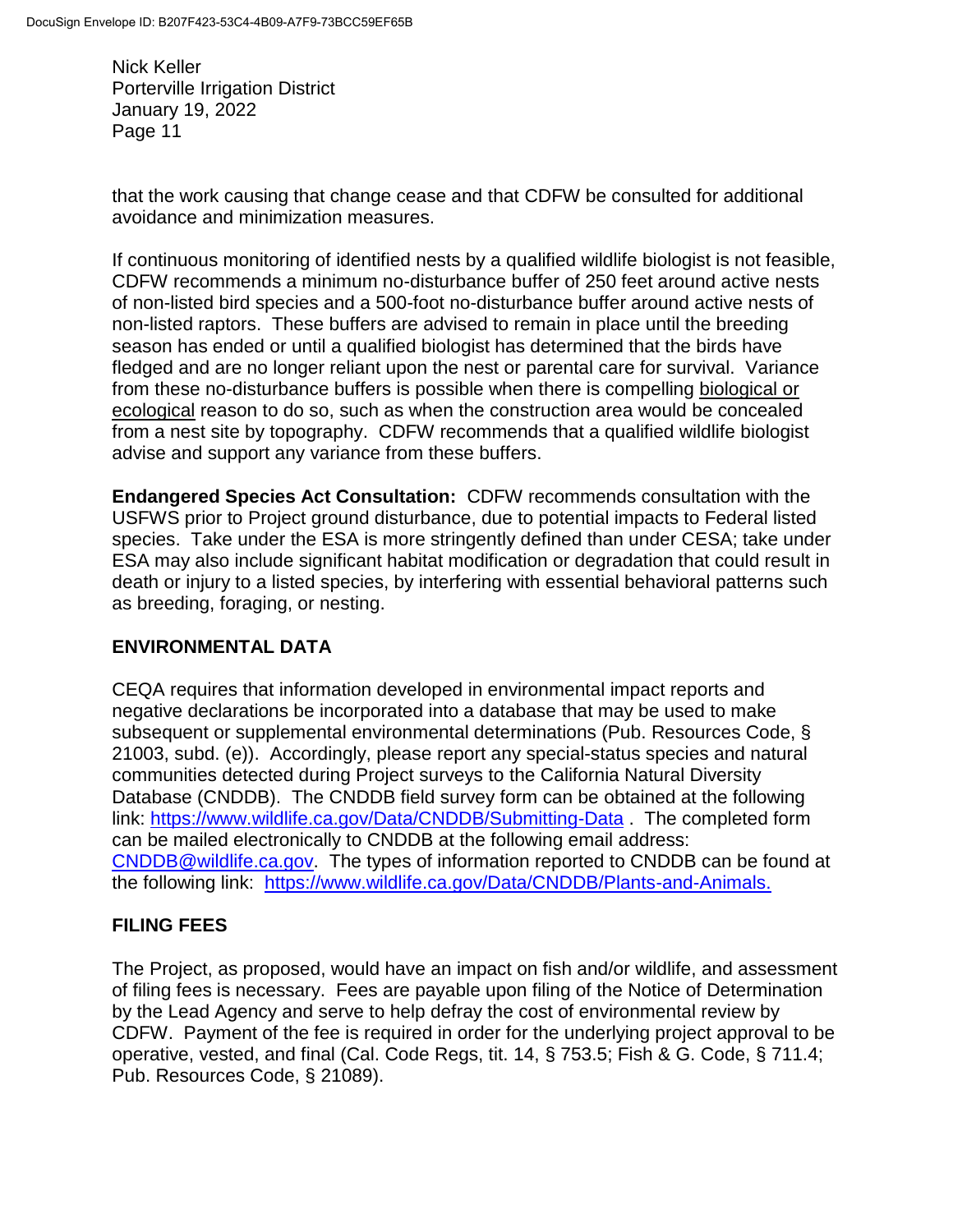that the work causing that change cease and that CDFW be consulted for additional avoidance and minimization measures.

If continuous monitoring of identified nests by a qualified wildlife biologist is not feasible, CDFW recommends a minimum no-disturbance buffer of 250 feet around active nests of non-listed bird species and a 500-foot no-disturbance buffer around active nests of non-listed raptors. These buffers are advised to remain in place until the breeding season has ended or until a qualified biologist has determined that the birds have fledged and are no longer reliant upon the nest or parental care for survival. Variance from these no-disturbance buffers is possible when there is compelling biological or ecological reason to do so, such as when the construction area would be concealed from a nest site by topography. CDFW recommends that a qualified wildlife biologist advise and support any variance from these buffers.

**Endangered Species Act Consultation:** CDFW recommends consultation with the USFWS prior to Project ground disturbance, due to potential impacts to Federal listed species. Take under the ESA is more stringently defined than under CESA; take under ESA may also include significant habitat modification or degradation that could result in death or injury to a listed species, by interfering with essential behavioral patterns such as breeding, foraging, or nesting.

## ENVIRONMENTAL DATA

CEQA requires that information developed in environmental impact reports and negative declarations be incorporated into a database that may be used to make subsequent or supplemental environmental determinations (Pub. Resources Code, § 21003, subd. (e)). Accordingly, please report any special-status species and natural communities detected during Project surveys to the California Natural Diversity Database (CNDDB). The CNDDB field survey form can be obtained at the following link: https://www.wildlife.ca.gov/Data/CNDDB/Submitting-Data . The completed form can be mailed electronically to CNDDB at the following email address: CNDDB@wildlife.ca.gov. The types of information reported to CNDDB can be found at the following link: https://www.wildlife.ca.gov/Data/CNDDB/Plants-and-Animals.

## FILING FEES

The Project, as proposed, would have an impact on fish and/or wildlife, and assessment of filing fees is necessary. Fees are payable upon filing of the Notice of Determination by the Lead Agency and serve to help defray the cost of environmental review by CDFW. Payment of the fee is required in order for the underlying project approval to be operative, vested, and final (Cal. Code Regs, tit. 14, § 753.5; Fish & G. Code, § 711.4; Pub. Resources Code, § 21089).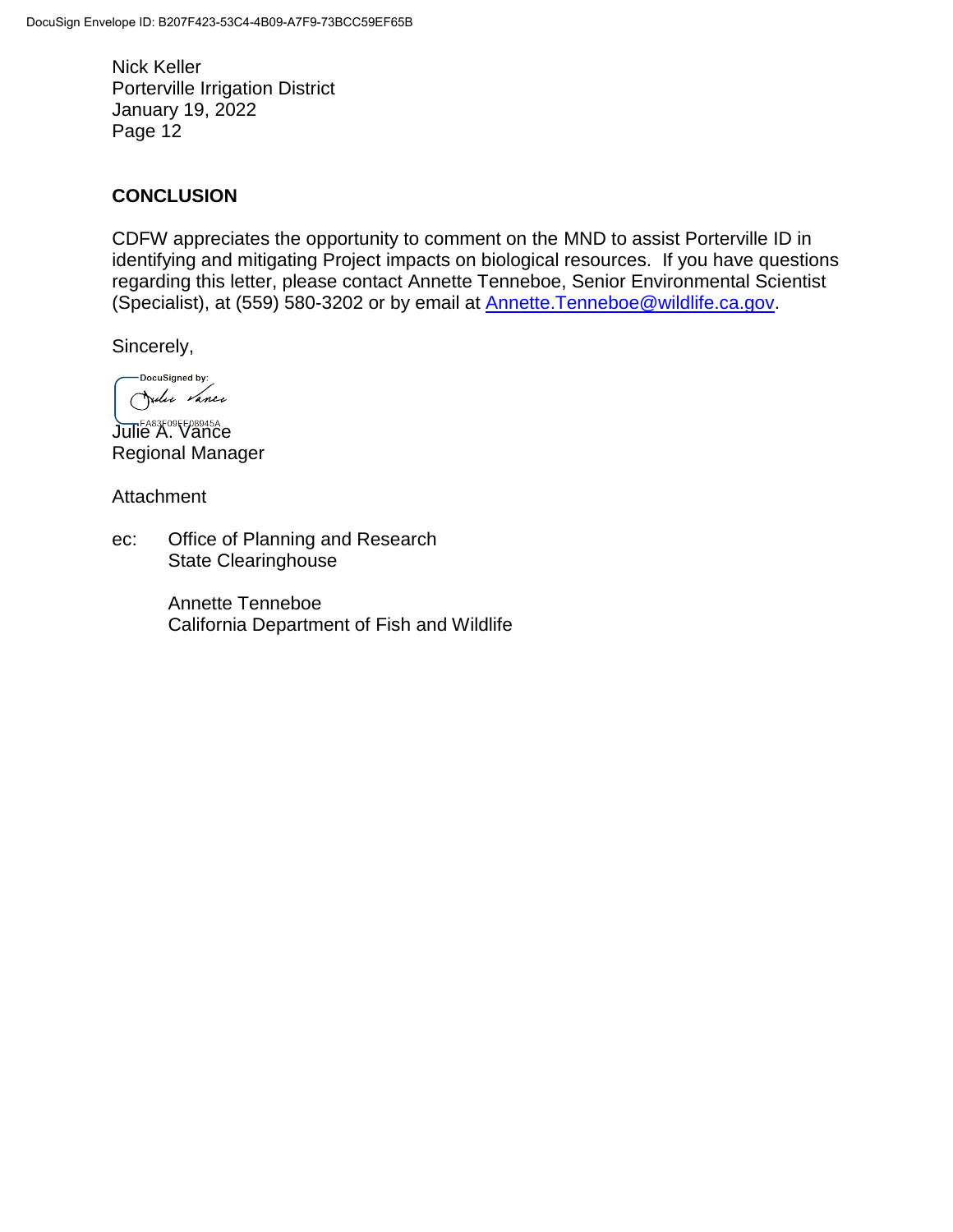Nick Keller
Porterville Irrigation District
January 19, 2022

## CONCLUSION

CDFW appreciates the opportunity to comment on the MND to assist Porterville ID in identifying and mitigating Project impacts on biological resources. If you have questions regarding this letter, please contact Annette Tenneboe, Senior Environmental Scientist (Specialist), at (559) 580-3202 or by email at Annette.Tenneboe@wildlife.ca.gov.

Sincerely,

DocuSigned by:
Julie Vance
EA83F09EE08945A

Julie A. Vance
Regional Manager

Attachment

ec: Office of Planning and Research
State Clearinghouse

Annette Tenneboe
California Department of Fish and Wildlife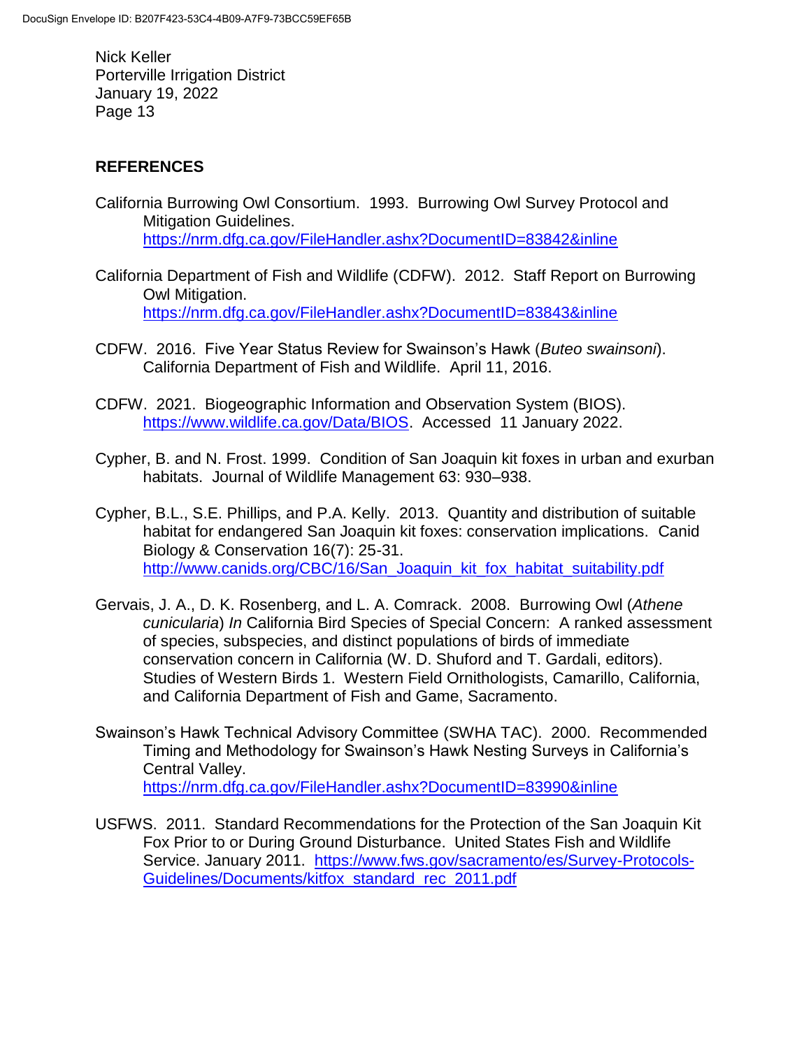## REFERENCES

California Burrowing Owl Consortium. 1993. Burrowing Owl Survey Protocol and Mitigation Guidelines. https://nrm.dfg.ca.gov/FileHandler.ashx?DocumentID=83842&inline

California Department of Fish and Wildlife (CDFW). 2012. Staff Report on Burrowing Owl Mitigation. https://nrm.dfg.ca.gov/FileHandler.ashx?DocumentID=83843&inline

CDFW. 2016. Five Year Status Review for Swainson's Hawk (*Buteo swainsoni*). California Department of Fish and Wildlife. April 11, 2016.

CDFW. 2021. Biogeographic Information and Observation System (BIOS). https://www.wildlife.ca.gov/Data/BIOS. Accessed 11 January 2022.

Cypher, B. and N. Frost. 1999. Condition of San Joaquin kit foxes in urban and exurban habitats. Journal of Wildlife Management 63: 930–938.

Cypher, B.L., S.E. Phillips, and P.A. Kelly. 2013. Quantity and distribution of suitable habitat for endangered San Joaquin kit foxes: conservation implications. Canid Biology & Conservation 16(7): 25-31. http://www.canids.org/CBC/16/San_Joaquin_kit_fox_habitat_suitability.pdf

Gervais, J. A., D. K. Rosenberg, and L. A. Comrack. 2008. Burrowing Owl (*Athene cunicularia*) *In* California Bird Species of Special Concern: A ranked assessment of species, subspecies, and distinct populations of birds of immediate conservation concern in California (W. D. Shuford and T. Gardali, editors). Studies of Western Birds 1. Western Field Ornithologists, Camarillo, California, and California Department of Fish and Game, Sacramento.

Swainson's Hawk Technical Advisory Committee (SWHA TAC). 2000. Recommended Timing and Methodology for Swainson's Hawk Nesting Surveys in California's Central Valley. https://nrm.dfg.ca.gov/FileHandler.ashx?DocumentID=83990&inline

USFWS. 2011. Standard Recommendations for the Protection of the San Joaquin Kit Fox Prior to or During Ground Disturbance. United States Fish and Wildlife Service. January 2011. https://www.fws.gov/sacramento/es/Survey-Protocols-Guidelines/Documents/kitfox_standard_rec_2011.pdf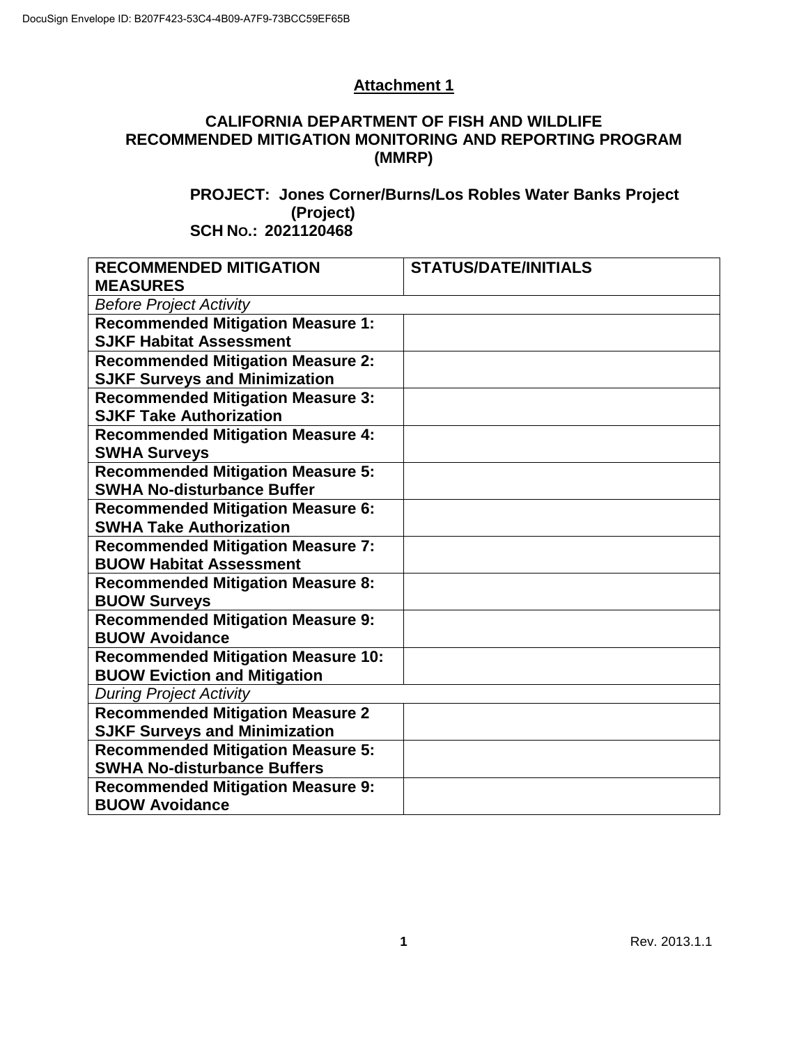## Attachment 1

### CALIFORNIA DEPARTMENT OF FISH AND WILDLIFE RECOMMENDED MITIGATION MONITORING AND REPORTING PROGRAM (MMRP)

**PROJECT: Jones Corner/Burns/Los Robles Water Banks Project (Project)**
**SCH No.: 2021120468**

| RECOMMENDED MITIGATION MEASURES | STATUS/DATE/INITIALS |
|---|---|
| *Before Project Activity* | |
| **Recommended Mitigation Measure 1: SJKF Habitat Assessment** | |
| **Recommended Mitigation Measure 2: SJKF Surveys and Minimization** | |
| **Recommended Mitigation Measure 3: SJKF Take Authorization** | |
| **Recommended Mitigation Measure 4: SWHA Surveys** | |
| **Recommended Mitigation Measure 5: SWHA No-disturbance Buffer** | |
| **Recommended Mitigation Measure 6: SWHA Take Authorization** | |
| **Recommended Mitigation Measure 7: BUOW Habitat Assessment** | |
| **Recommended Mitigation Measure 8: BUOW Surveys** | |
| **Recommended Mitigation Measure 9: BUOW Avoidance** | |
| **Recommended Mitigation Measure 10: BUOW Eviction and Mitigation** | |
| *During Project Activity* | |
| **Recommended Mitigation Measure 2 SJKF Surveys and Minimization** | |
| **Recommended Mitigation Measure 5: SWHA No-disturbance Buffers** | |
| **Recommended Mitigation Measure 9: BUOW Avoidance** | |